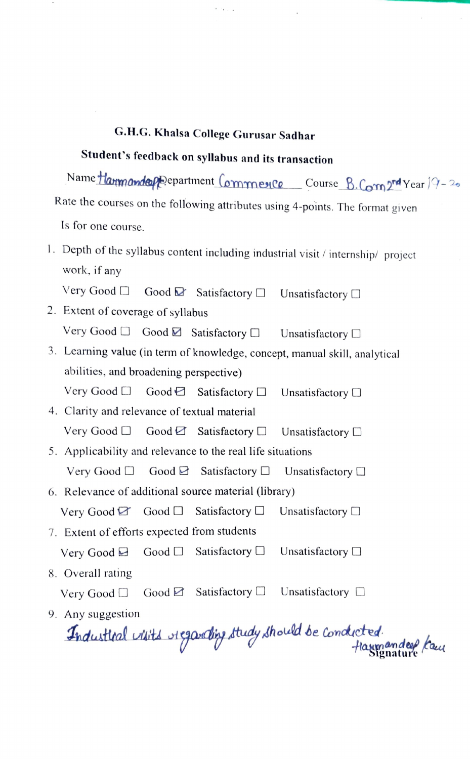## G.H.G. Khalsa College Gurusar Sadhar

### Student's feedback on syllabus and its transaction

Name Harmandeep Department Commerce Course B.Com 2nd Year 19-20

Rate the courses on the following attributes using 4-points. The format given Is for one course.

1. Depth of the syllabus content including industrial visit / internship/ project work, if any

   Very Good ☐ Good ☑ Satisfactory ☐ Unsatisfactory ☐

2. Extent of coverage of syllabus

   Very Good ☐ Good ☑ Satisfactory ☐ Unsatisfactory ☐

3. Learning value (in term of knowledge, concept, manual skill, analytical abilities, and broadening perspective)

   Very Good ☐ Good ☑ Satisfactory ☐ Unsatisfactory ☐

4. Clarity and relevance of textual material

   Very Good ☐ Good ☑ Satisfactory ☐ Unsatisfactory ☐

5. Applicability and relevance to the real life situations

   Very Good ☐ Good ☑ Satisfactory ☐ Unsatisfactory ☐

6. Relevance of additional source material (library)

   Very Good ☑ Good ☐ Satisfactory ☐ Unsatisfactory ☐

7. Extent of efforts expected from students

   Very Good ☑ Good ☐ Satisfactory ☐ Unsatisfactory ☐

8. Overall rating

   Very Good ☐ Good ☑ Satisfactory ☐ Unsatisfactory ☐

9. Any suggestion

   Industrial visits regarding study should be conducted.

Harmandeep Kaur
Signature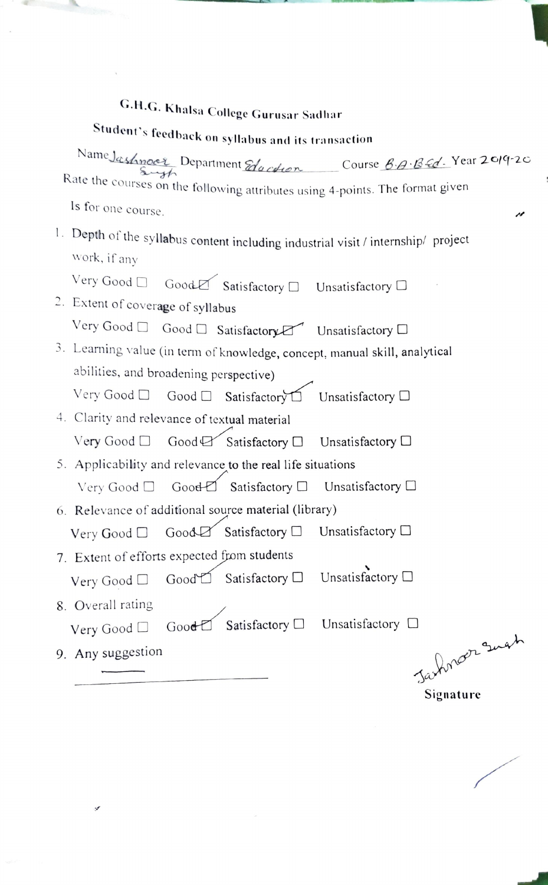# G.H.G. Khalsa College Gurusar Sadhar

## Student's feedback on syllabus and its transaction

Name Jashnoor Singh Department Education Course B.A.B.Ed. Year 2019-20

Rate the courses on the following attributes using 4-points. The format given Is for one course.

1. Depth of the syllabus content including industrial visit / internship/ project work, if any

   Very Good ☐ Good ☑ Satisfactory ☐ Unsatisfactory ☐

2. Extent of coverage of syllabus

   Very Good ☐ Good ☐ Satisfactory ☑ Unsatisfactory ☐

3. Learning value (in term of knowledge, concept, manual skill, analytical abilities, and broadening perspective)

   Very Good ☐ Good ☐ Satisfactory ☑ Unsatisfactory ☐

4. Clarity and relevance of textual material

   Very Good ☐ Good ☑ Satisfactory ☐ Unsatisfactory ☐

5. Applicability and relevance to the real life situations

   Very Good ☐ Good ☑ Satisfactory ☐ Unsatisfactory ☐

6. Relevance of additional source material (library)

   Very Good ☐ Good ☑ Satisfactory ☐ Unsatisfactory ☐

7. Extent of efforts expected from students

   Very Good ☐ Good ☑ Satisfactory ☐ Unsatisfactory ☐

8. Overall rating

   Very Good ☐ Good ☑ Satisfactory ☐ Unsatisfactory ☐

9. Any suggestion ______________________

Jashnoor Singh

Signature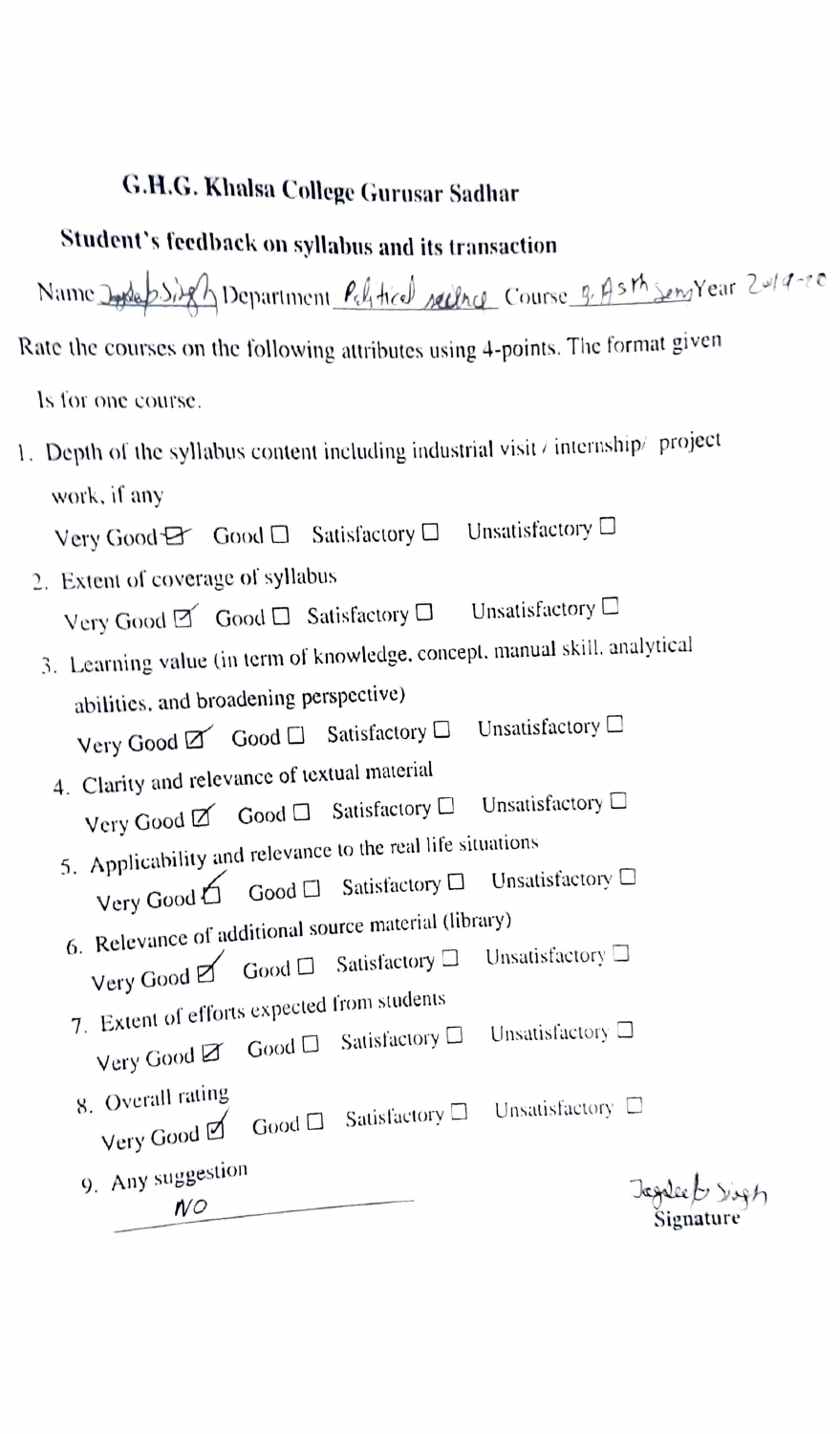# G.H.G. Khalsa College Gurusar Sadhar

## Student's feedback on syllabus and its transaction

Name Jagdeep Singh Department Political science Course B.A 5th Sem Year 2019-20

Rate the courses on the following attributes using 4-points. The format given Is for one course.

1. Depth of the syllabus content including industrial visit / internship/ project work, if any

   Very Good ☑ Good ☐ Satisfactory ☐ Unsatisfactory ☐

2. Extent of coverage of syllabus

   Very Good ☑ Good ☐ Satisfactory ☐ Unsatisfactory ☐

3. Learning value (in term of knowledge, concept, manual skill, analytical abilities, and broadening perspective)

   Very Good ☑ Good ☐ Satisfactory ☐ Unsatisfactory ☐

4. Clarity and relevance of textual material

   Very Good ☑ Good ☐ Satisfactory ☐ Unsatisfactory ☐

5. Applicability and relevance to the real life situations

   Very Good ☑ Good ☐ Satisfactory ☐ Unsatisfactory ☐

6. Relevance of additional source material (library)

   Very Good ☑ Good ☐ Satisfactory ☐ Unsatisfactory ☐

7. Extent of efforts expected from students

   Very Good ☑ Good ☐ Satisfactory ☐ Unsatisfactory ☐

8. Overall rating

   Very Good ☑ Good ☐ Satisfactory ☐ Unsatisfactory ☐

9. Any suggestion

   NO

Jagdeep Singh

Signature